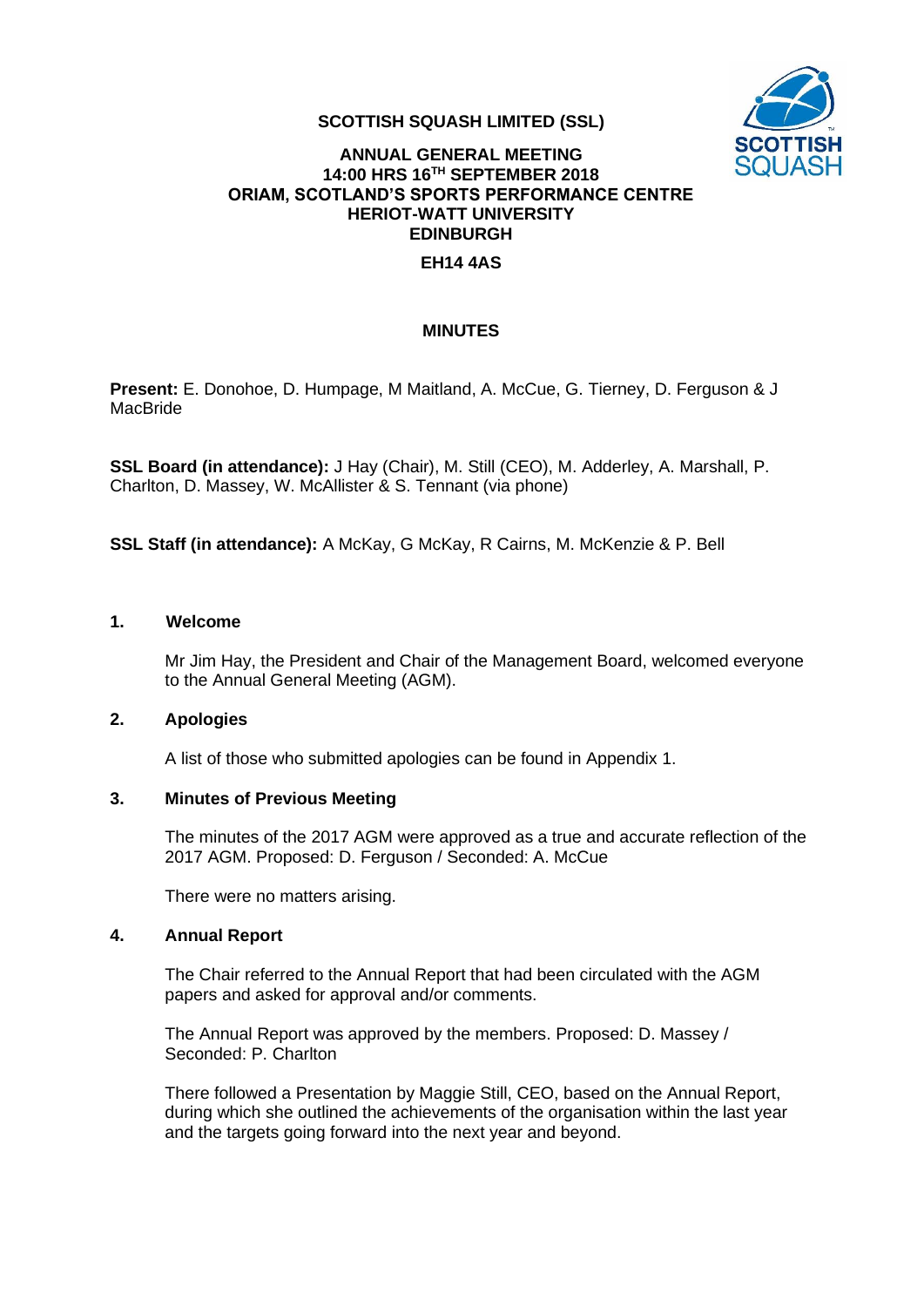**SCOTTISH SQUASH LIMITED (SSL)**

**ANNUAL GENERAL MEETING**
**14:00 HRS 16TH SEPTEMBER 2018**
**ORIAM, SCOTLAND'S SPORTS PERFORMANCE CENTRE**
**HERIOT-WATT UNIVERSITY**
**EDINBURGH**

**EH14 4AS**

# MINUTES

**Present:** E. Donohoe, D. Humpage, M Maitland, A. McCue, G. Tierney, D. Ferguson & J MacBride

**SSL Board (in attendance):** J Hay (Chair), M. Still (CEO), M. Adderley, A. Marshall, P. Charlton, D. Massey, W. McAllister & S. Tennant (via phone)

**SSL Staff (in attendance):** A McKay, G McKay, R Cairns, M. McKenzie & P. Bell

## 1. Welcome

Mr Jim Hay, the President and Chair of the Management Board, welcomed everyone to the Annual General Meeting (AGM).

## 2. Apologies

A list of those who submitted apologies can be found in Appendix 1.

## 3. Minutes of Previous Meeting

The minutes of the 2017 AGM were approved as a true and accurate reflection of the 2017 AGM. Proposed: D. Ferguson / Seconded: A. McCue

There were no matters arising.

## 4. Annual Report

The Chair referred to the Annual Report that had been circulated with the AGM papers and asked for approval and/or comments.

The Annual Report was approved by the members. Proposed: D. Massey / Seconded: P. Charlton

There followed a Presentation by Maggie Still, CEO, based on the Annual Report, during which she outlined the achievements of the organisation within the last year and the targets going forward into the next year and beyond.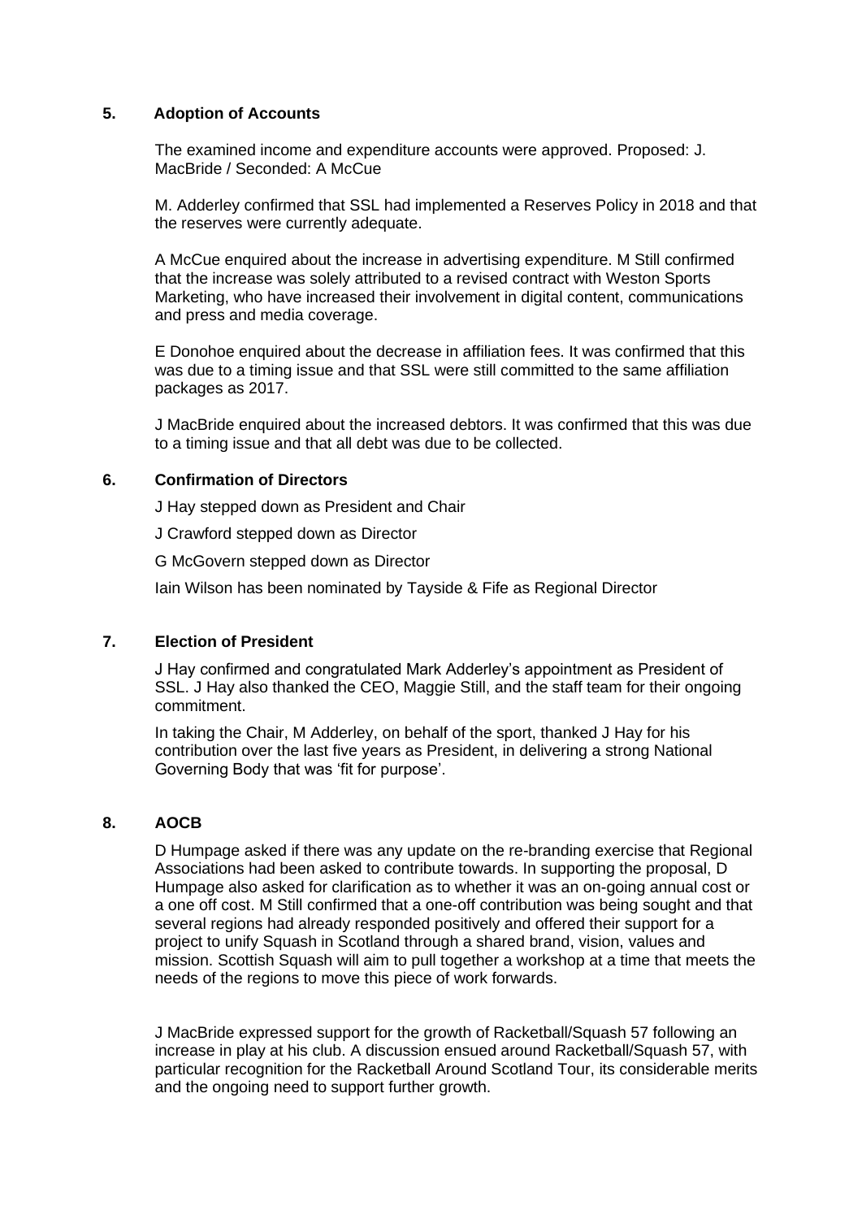## 5. Adoption of Accounts

The examined income and expenditure accounts were approved. Proposed: J. MacBride / Seconded: A McCue

M. Adderley confirmed that SSL had implemented a Reserves Policy in 2018 and that the reserves were currently adequate.

A McCue enquired about the increase in advertising expenditure. M Still confirmed that the increase was solely attributed to a revised contract with Weston Sports Marketing, who have increased their involvement in digital content, communications and press and media coverage.

E Donohoe enquired about the decrease in affiliation fees. It was confirmed that this was due to a timing issue and that SSL were still committed to the same affiliation packages as 2017.

J MacBride enquired about the increased debtors. It was confirmed that this was due to a timing issue and that all debt was due to be collected.

## 6. Confirmation of Directors

J Hay stepped down as President and Chair

J Crawford stepped down as Director

G McGovern stepped down as Director

Iain Wilson has been nominated by Tayside & Fife as Regional Director

## 7. Election of President

J Hay confirmed and congratulated Mark Adderley's appointment as President of SSL. J Hay also thanked the CEO, Maggie Still, and the staff team for their ongoing commitment.

In taking the Chair, M Adderley, on behalf of the sport, thanked J Hay for his contribution over the last five years as President, in delivering a strong National Governing Body that was 'fit for purpose'.

## 8. AOCB

D Humpage asked if there was any update on the re-branding exercise that Regional Associations had been asked to contribute towards. In supporting the proposal, D Humpage also asked for clarification as to whether it was an on-going annual cost or a one off cost. M Still confirmed that a one-off contribution was being sought and that several regions had already responded positively and offered their support for a project to unify Squash in Scotland through a shared brand, vision, values and mission. Scottish Squash will aim to pull together a workshop at a time that meets the needs of the regions to move this piece of work forwards.

J MacBride expressed support for the growth of Racketball/Squash 57 following an increase in play at his club. A discussion ensued around Racketball/Squash 57, with particular recognition for the Racketball Around Scotland Tour, its considerable merits and the ongoing need to support further growth.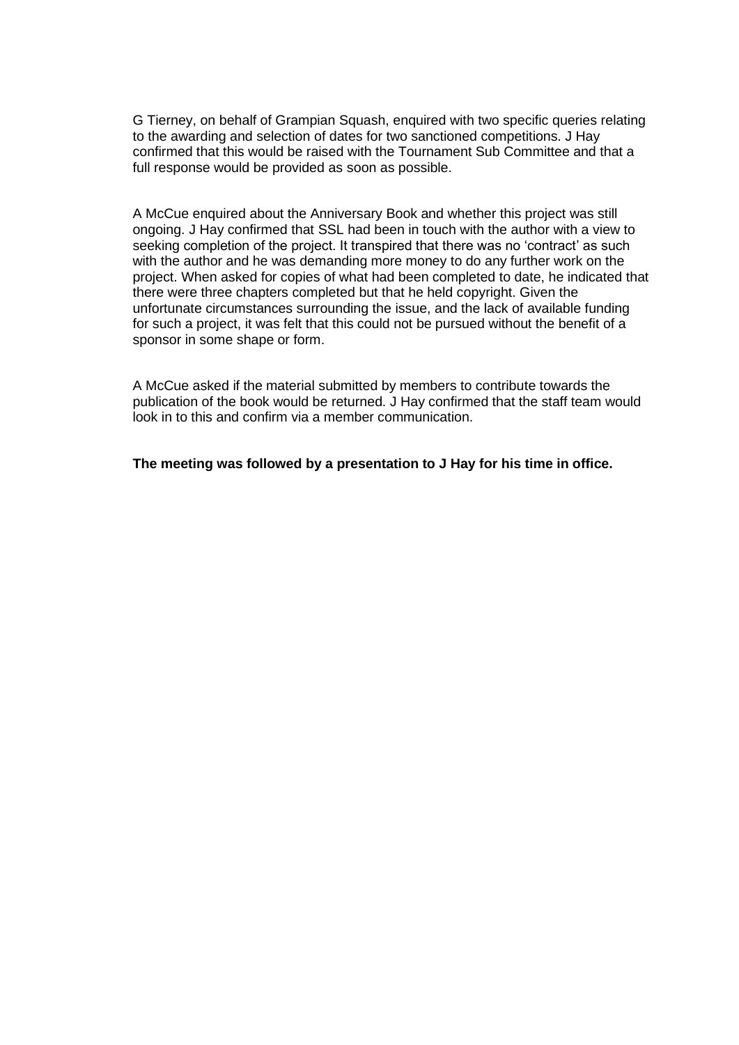G Tierney, on behalf of Grampian Squash, enquired with two specific queries relating to the awarding and selection of dates for two sanctioned competitions. J Hay confirmed that this would be raised with the Tournament Sub Committee and that a full response would be provided as soon as possible.

A McCue enquired about the Anniversary Book and whether this project was still ongoing. J Hay confirmed that SSL had been in touch with the author with a view to seeking completion of the project. It transpired that there was no 'contract' as such with the author and he was demanding more money to do any further work on the project. When asked for copies of what had been completed to date, he indicated that there were three chapters completed but that he held copyright. Given the unfortunate circumstances surrounding the issue, and the lack of available funding for such a project, it was felt that this could not be pursued without the benefit of a sponsor in some shape or form.

A McCue asked if the material submitted by members to contribute towards the publication of the book would be returned. J Hay confirmed that the staff team would look in to this and confirm via a member communication.

**The meeting was followed by a presentation to J Hay for his time in office.**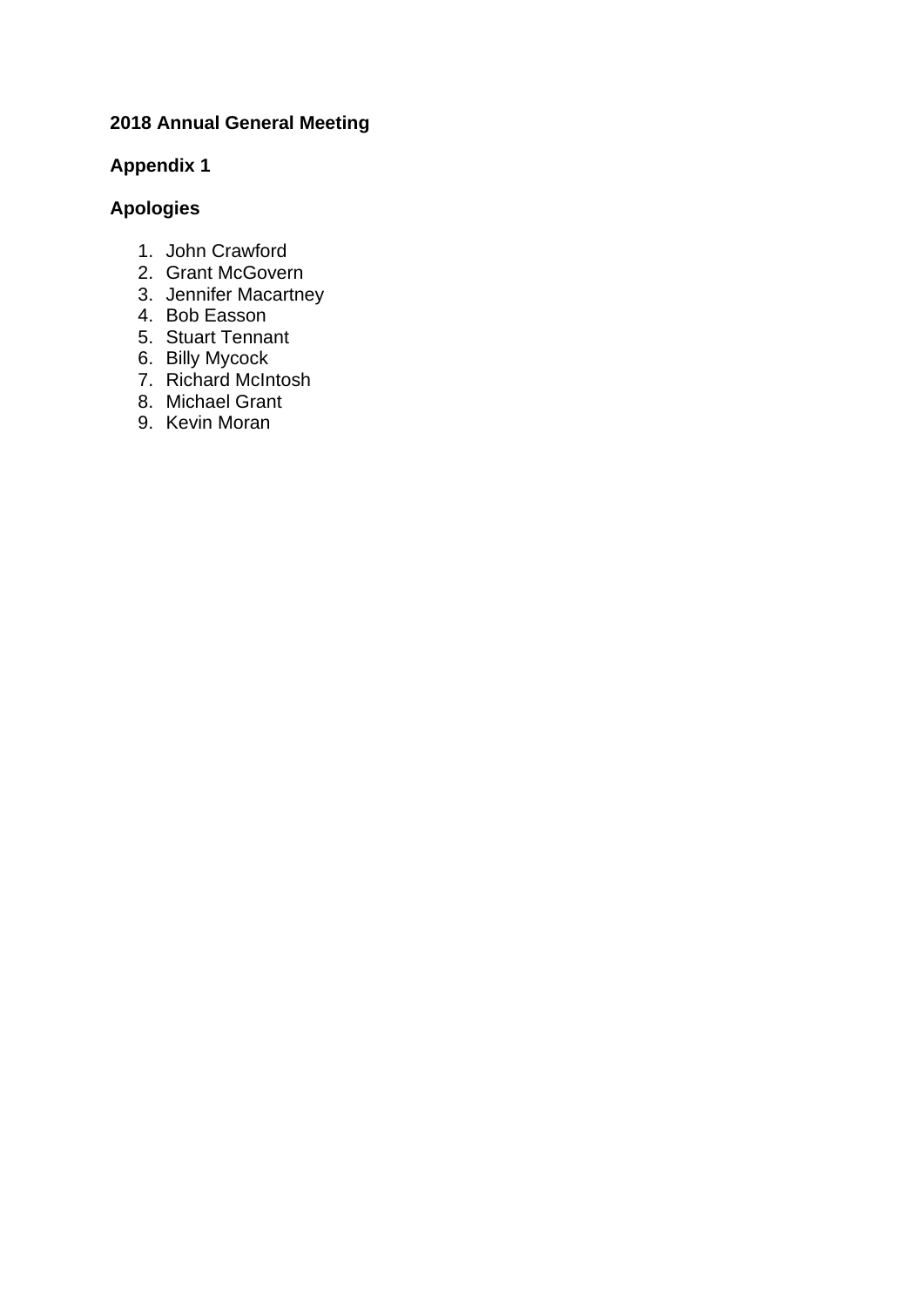**2018 Annual General Meeting**

**Appendix 1**

**Apologies**

1. John Crawford
2. Grant McGovern
3. Jennifer Macartney
4. Bob Easson
5. Stuart Tennant
6. Billy Mycock
7. Richard McIntosh
8. Michael Grant
9. Kevin Moran